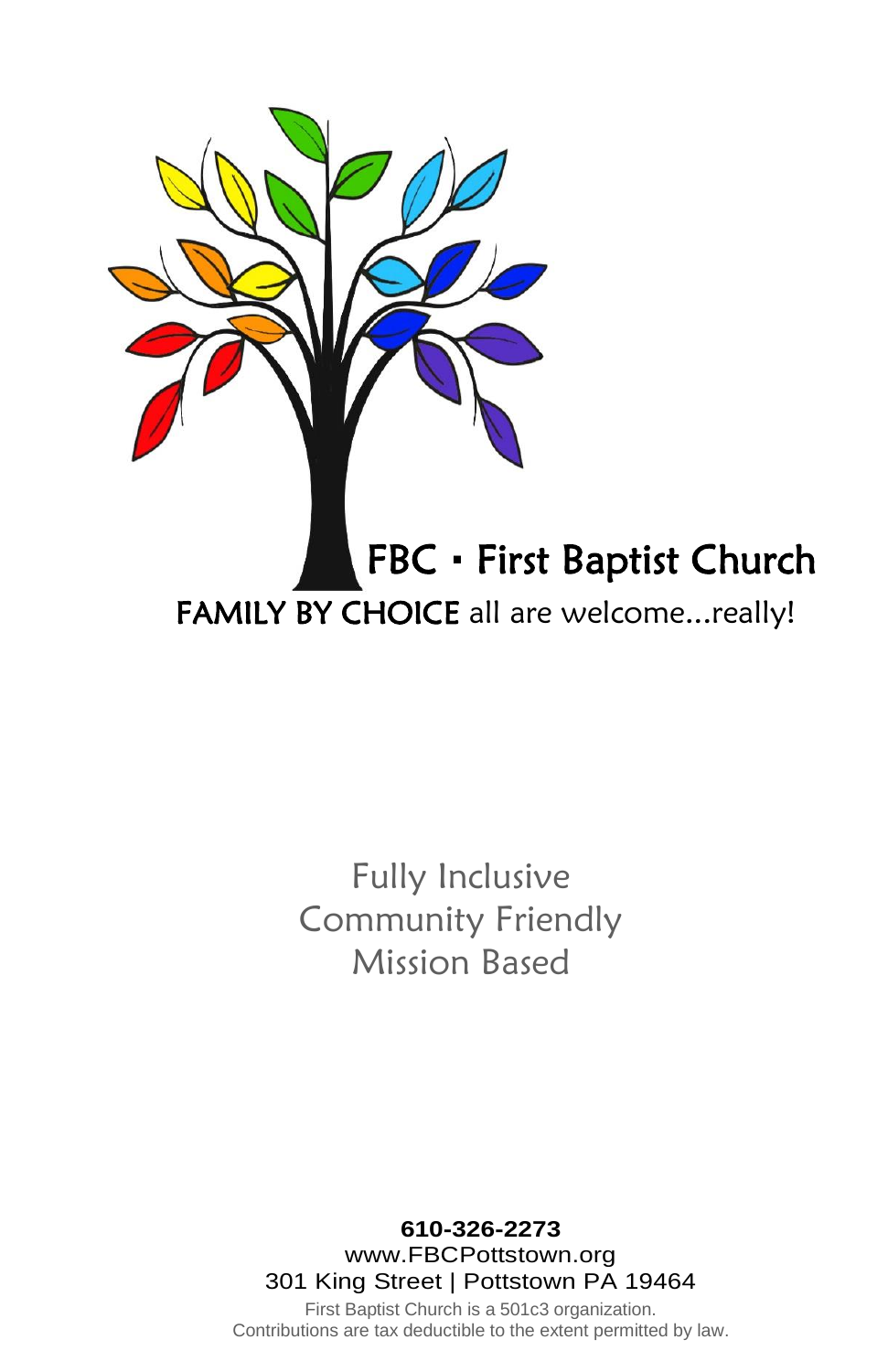# FBC • First Baptist Church

FAMILY BY CHOICE all are welcome...really!

Fully Inclusive
Community Friendly
Mission Based

**610-326-2273**
www.FBCPottstown.org
301 King Street | Pottstown PA 19464

First Baptist Church is a 501c3 organization.
Contributions are tax deductible to the extent permitted by law.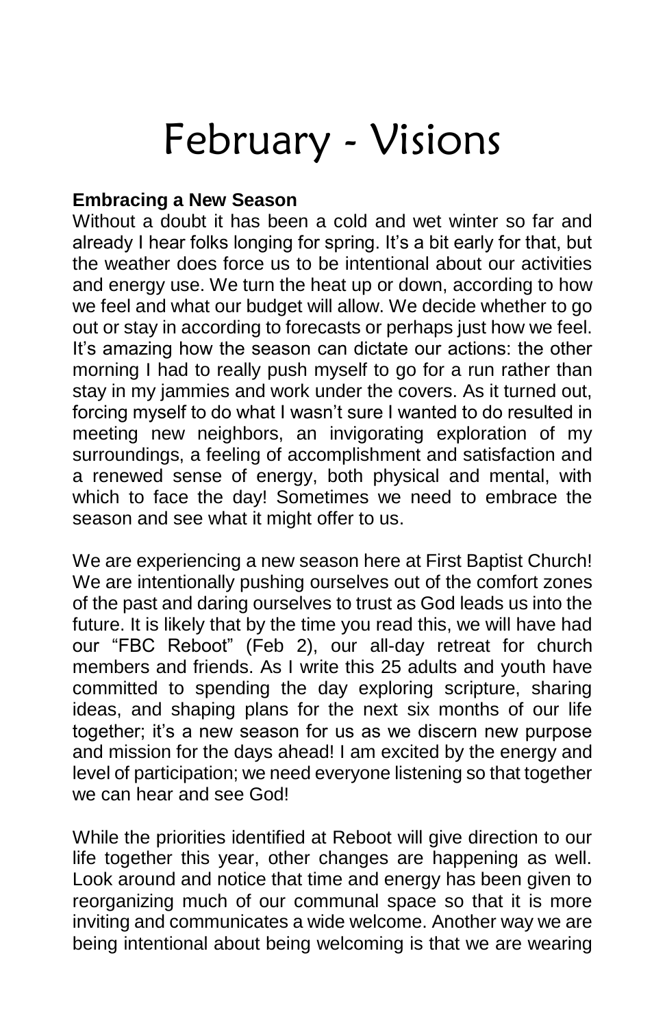# February - Visions

**Embracing a New Season**

Without a doubt it has been a cold and wet winter so far and already I hear folks longing for spring. It's a bit early for that, but the weather does force us to be intentional about our activities and energy use. We turn the heat up or down, according to how we feel and what our budget will allow. We decide whether to go out or stay in according to forecasts or perhaps just how we feel. It's amazing how the season can dictate our actions: the other morning I had to really push myself to go for a run rather than stay in my jammies and work under the covers. As it turned out, forcing myself to do what I wasn't sure I wanted to do resulted in meeting new neighbors, an invigorating exploration of my surroundings, a feeling of accomplishment and satisfaction and a renewed sense of energy, both physical and mental, with which to face the day! Sometimes we need to embrace the season and see what it might offer to us.

We are experiencing a new season here at First Baptist Church! We are intentionally pushing ourselves out of the comfort zones of the past and daring ourselves to trust as God leads us into the future. It is likely that by the time you read this, we will have had our "FBC Reboot" (Feb 2), our all-day retreat for church members and friends. As I write this 25 adults and youth have committed to spending the day exploring scripture, sharing ideas, and shaping plans for the next six months of our life together; it's a new season for us as we discern new purpose and mission for the days ahead! I am excited by the energy and level of participation; we need everyone listening so that together we can hear and see God!

While the priorities identified at Reboot will give direction to our life together this year, other changes are happening as well. Look around and notice that time and energy has been given to reorganizing much of our communal space so that it is more inviting and communicates a wide welcome. Another way we are being intentional about being welcoming is that we are wearing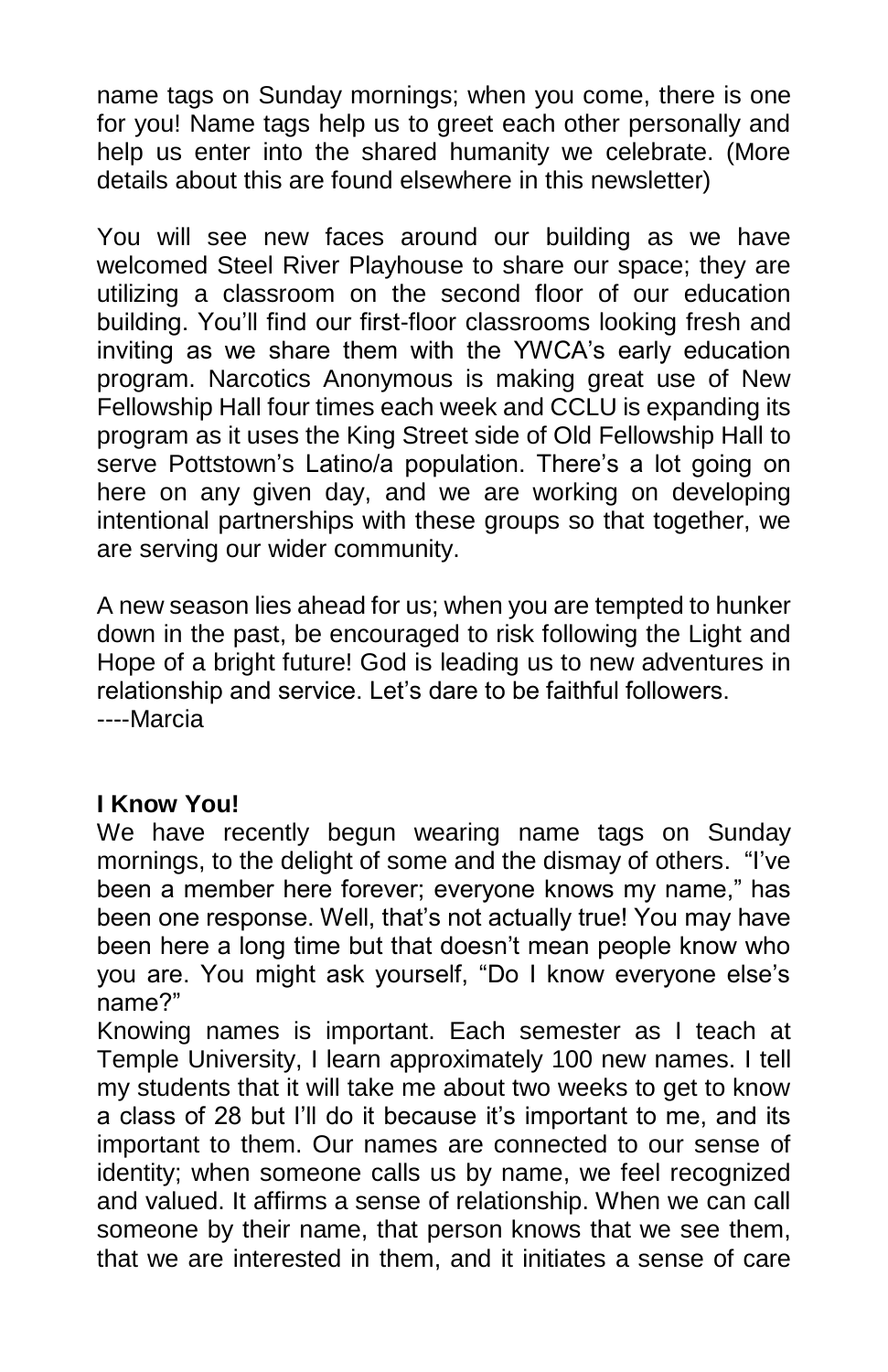name tags on Sunday mornings; when you come, there is one for you! Name tags help us to greet each other personally and help us enter into the shared humanity we celebrate. (More details about this are found elsewhere in this newsletter)

You will see new faces around our building as we have welcomed Steel River Playhouse to share our space; they are utilizing a classroom on the second floor of our education building. You'll find our first-floor classrooms looking fresh and inviting as we share them with the YWCA's early education program. Narcotics Anonymous is making great use of New Fellowship Hall four times each week and CCLU is expanding its program as it uses the King Street side of Old Fellowship Hall to serve Pottstown's Latino/a population. There's a lot going on here on any given day, and we are working on developing intentional partnerships with these groups so that together, we are serving our wider community.

A new season lies ahead for us; when you are tempted to hunker down in the past, be encouraged to risk following the Light and Hope of a bright future! God is leading us to new adventures in relationship and service. Let's dare to be faithful followers.
----Marcia

**I Know You!**

We have recently begun wearing name tags on Sunday mornings, to the delight of some and the dismay of others. "I've been a member here forever; everyone knows my name," has been one response. Well, that's not actually true! You may have been here a long time but that doesn't mean people know who you are. You might ask yourself, "Do I know everyone else's name?"

Knowing names is important. Each semester as I teach at Temple University, I learn approximately 100 new names. I tell my students that it will take me about two weeks to get to know a class of 28 but I'll do it because it's important to me, and its important to them. Our names are connected to our sense of identity; when someone calls us by name, we feel recognized and valued. It affirms a sense of relationship. When we can call someone by their name, that person knows that we see them, that we are interested in them, and it initiates a sense of care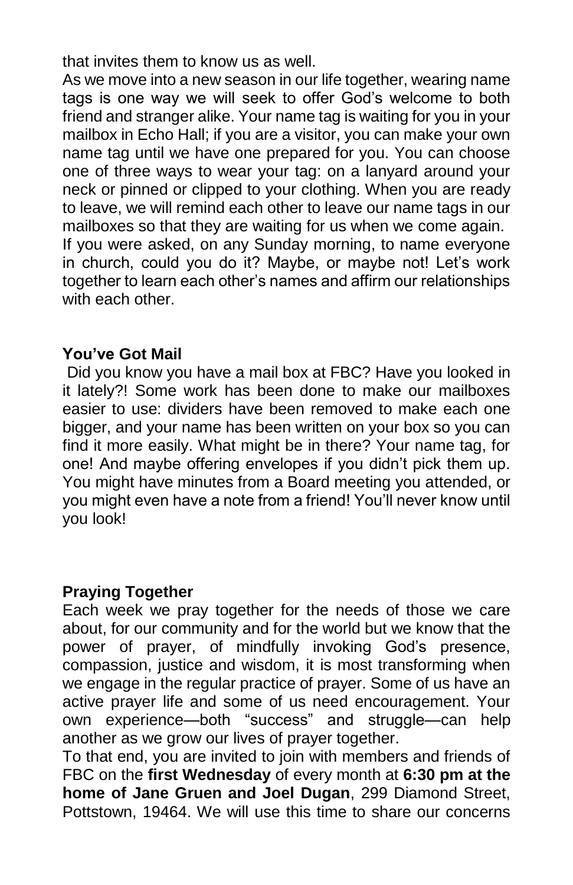that invites them to know us as well.

As we move into a new season in our life together, wearing name tags is one way we will seek to offer God's welcome to both friend and stranger alike. Your name tag is waiting for you in your mailbox in Echo Hall; if you are a visitor, you can make your own name tag until we have one prepared for you. You can choose one of three ways to wear your tag: on a lanyard around your neck or pinned or clipped to your clothing. When you are ready to leave, we will remind each other to leave our name tags in our mailboxes so that they are waiting for us when we come again.

If you were asked, on any Sunday morning, to name everyone in church, could you do it? Maybe, or maybe not! Let's work together to learn each other's names and affirm our relationships with each other.

**You've Got Mail**

Did you know you have a mail box at FBC? Have you looked in it lately?! Some work has been done to make our mailboxes easier to use: dividers have been removed to make each one bigger, and your name has been written on your box so you can find it more easily. What might be in there? Your name tag, for one! And maybe offering envelopes if you didn't pick them up. You might have minutes from a Board meeting you attended, or you might even have a note from a friend! You'll never know until you look!

**Praying Together**

Each week we pray together for the needs of those we care about, for our community and for the world but we know that the power of prayer, of mindfully invoking God's presence, compassion, justice and wisdom, it is most transforming when we engage in the regular practice of prayer. Some of us have an active prayer life and some of us need encouragement. Your own experience—both "success" and struggle—can help another as we grow our lives of prayer together.

To that end, you are invited to join with members and friends of FBC on the **first Wednesday** of every month at **6:30 pm at the home of Jane Gruen and Joel Dugan**, 299 Diamond Street, Pottstown, 19464. We will use this time to share our concerns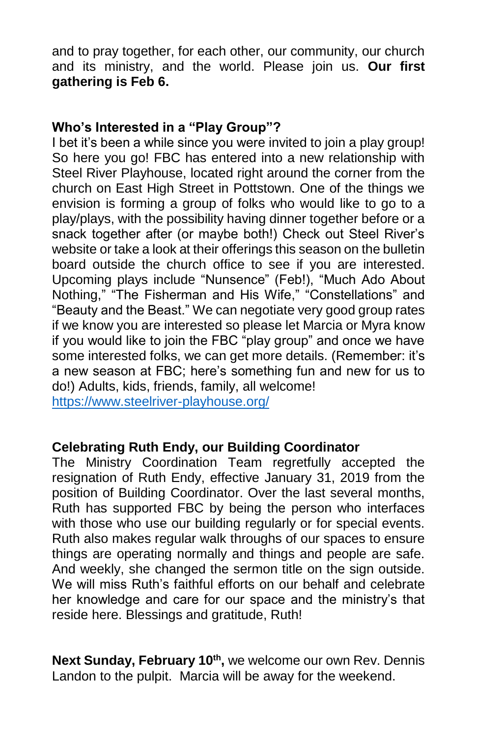and to pray together, for each other, our community, our church and its ministry, and the world. Please join us. **Our first gathering is Feb 6.**

**Who's Interested in a "Play Group"?**

I bet it's been a while since you were invited to join a play group! So here you go! FBC has entered into a new relationship with Steel River Playhouse, located right around the corner from the church on East High Street in Pottstown. One of the things we envision is forming a group of folks who would like to go to a play/plays, with the possibility having dinner together before or a snack together after (or maybe both!) Check out Steel River's website or take a look at their offerings this season on the bulletin board outside the church office to see if you are interested. Upcoming plays include "Nunsence" (Feb!), "Much Ado About Nothing," "The Fisherman and His Wife," "Constellations" and "Beauty and the Beast." We can negotiate very good group rates if we know you are interested so please let Marcia or Myra know if you would like to join the FBC "play group" and once we have some interested folks, we can get more details. (Remember: it's a new season at FBC; here's something fun and new for us to do!) Adults, kids, friends, family, all welcome!
https://www.steelriver-playhouse.org/

**Celebrating Ruth Endy, our Building Coordinator**

The Ministry Coordination Team regretfully accepted the resignation of Ruth Endy, effective January 31, 2019 from the position of Building Coordinator. Over the last several months, Ruth has supported FBC by being the person who interfaces with those who use our building regularly or for special events. Ruth also makes regular walk throughs of our spaces to ensure things are operating normally and things and people are safe. And weekly, she changed the sermon title on the sign outside. We will miss Ruth's faithful efforts on our behalf and celebrate her knowledge and care for our space and the ministry's that reside here. Blessings and gratitude, Ruth!

**Next Sunday, February 10th,** we welcome our own Rev. Dennis Landon to the pulpit. Marcia will be away for the weekend.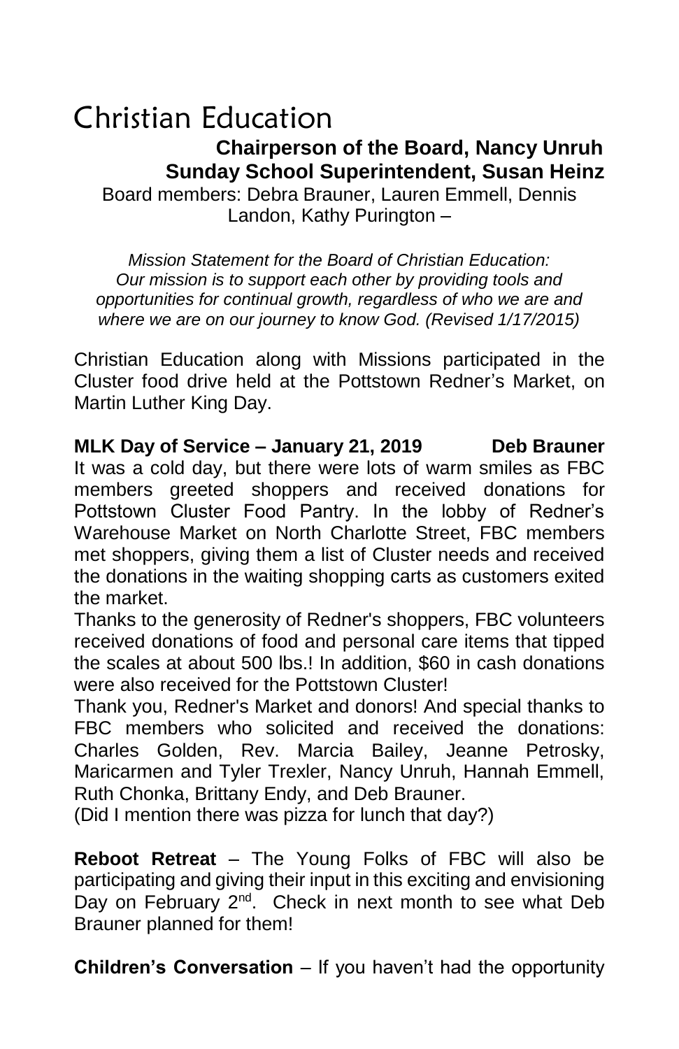# Christian Education

**Chairperson of the Board, Nancy Unruh**
**Sunday School Superintendent, Susan Heinz**

Board members: Debra Brauner, Lauren Emmell, Dennis Landon, Kathy Purington –

*Mission Statement for the Board of Christian Education: Our mission is to support each other by providing tools and opportunities for continual growth, regardless of who we are and where we are on our journey to know God. (Revised 1/17/2015)*

Christian Education along with Missions participated in the Cluster food drive held at the Pottstown Redner's Market, on Martin Luther King Day.

**MLK Day of Service – January 21, 2019 Deb Brauner**

It was a cold day, but there were lots of warm smiles as FBC members greeted shoppers and received donations for Pottstown Cluster Food Pantry. In the lobby of Redner's Warehouse Market on North Charlotte Street, FBC members met shoppers, giving them a list of Cluster needs and received the donations in the waiting shopping carts as customers exited the market.

Thanks to the generosity of Redner's shoppers, FBC volunteers received donations of food and personal care items that tipped the scales at about 500 lbs.! In addition, $60 in cash donations were also received for the Pottstown Cluster!

Thank you, Redner's Market and donors! And special thanks to FBC members who solicited and received the donations: Charles Golden, Rev. Marcia Bailey, Jeanne Petrosky, Maricarmen and Tyler Trexler, Nancy Unruh, Hannah Emmell, Ruth Chonka, Brittany Endy, and Deb Brauner.

(Did I mention there was pizza for lunch that day?)

**Reboot Retreat** – The Young Folks of FBC will also be participating and giving their input in this exciting and envisioning Day on February 2nd. Check in next month to see what Deb Brauner planned for them!

**Children's Conversation** – If you haven't had the opportunity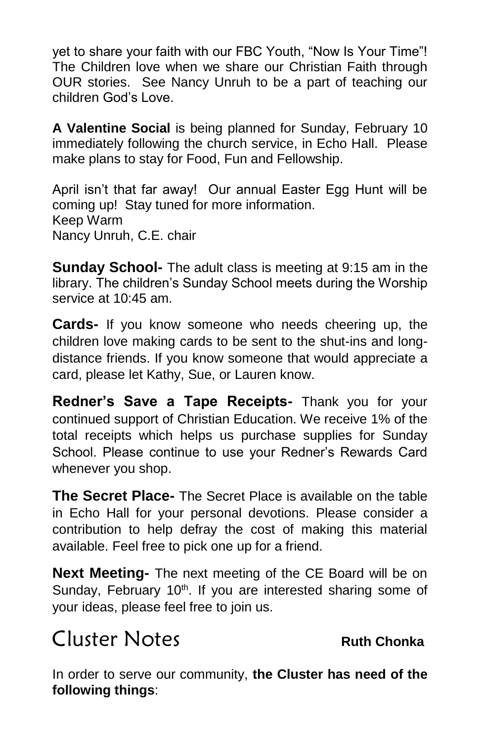yet to share your faith with our FBC Youth, "Now Is Your Time"! The Children love when we share our Christian Faith through OUR stories. See Nancy Unruh to be a part of teaching our children God's Love.

**A Valentine Social** is being planned for Sunday, February 10 immediately following the church service, in Echo Hall. Please make plans to stay for Food, Fun and Fellowship.

April isn't that far away! Our annual Easter Egg Hunt will be coming up! Stay tuned for more information.
Keep Warm
Nancy Unruh, C.E. chair

**Sunday School-** The adult class is meeting at 9:15 am in the library. The children's Sunday School meets during the Worship service at 10:45 am.

**Cards-** If you know someone who needs cheering up, the children love making cards to be sent to the shut-ins and long-distance friends. If you know someone that would appreciate a card, please let Kathy, Sue, or Lauren know.

**Redner's Save a Tape Receipts-** Thank you for your continued support of Christian Education. We receive 1% of the total receipts which helps us purchase supplies for Sunday School. Please continue to use your Redner's Rewards Card whenever you shop.

**The Secret Place-** The Secret Place is available on the table in Echo Hall for your personal devotions. Please consider a contribution to help defray the cost of making this material available. Feel free to pick one up for a friend.

**Next Meeting-** The next meeting of the CE Board will be on Sunday, February 10th. If you are interested sharing some of your ideas, please feel free to join us.

# Cluster Notes

**Ruth Chonka**

In order to serve our community, **the Cluster has need of the following things**: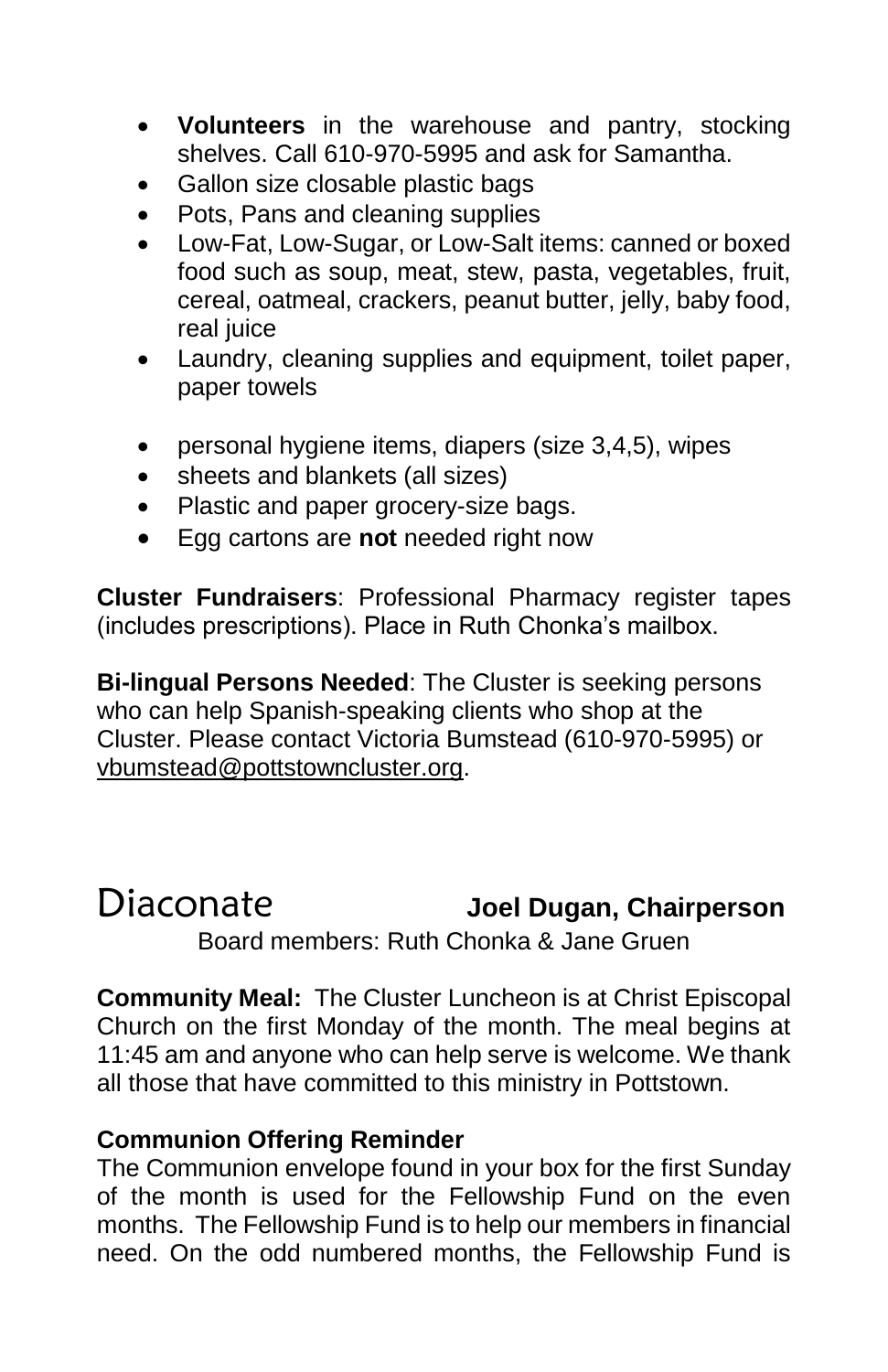- **Volunteers** in the warehouse and pantry, stocking shelves. Call 610-970-5995 and ask for Samantha.
- Gallon size closable plastic bags
- Pots, Pans and cleaning supplies
- Low-Fat, Low-Sugar, or Low-Salt items: canned or boxed food such as soup, meat, stew, pasta, vegetables, fruit, cereal, oatmeal, crackers, peanut butter, jelly, baby food, real juice
- Laundry, cleaning supplies and equipment, toilet paper, paper towels
- personal hygiene items, diapers (size 3,4,5), wipes
- sheets and blankets (all sizes)
- Plastic and paper grocery-size bags.
- Egg cartons are **not** needed right now

**Cluster Fundraisers**: Professional Pharmacy register tapes (includes prescriptions). Place in Ruth Chonka's mailbox.

**Bi-lingual Persons Needed**: The Cluster is seeking persons who can help Spanish-speaking clients who shop at the Cluster. Please contact Victoria Bumstead (610-970-5995) or vbumstead@pottstowncluster.org.

## Diaconate **Joel Dugan, Chairperson**

Board members: Ruth Chonka & Jane Gruen

**Community Meal:** The Cluster Luncheon is at Christ Episcopal Church on the first Monday of the month. The meal begins at 11:45 am and anyone who can help serve is welcome. We thank all those that have committed to this ministry in Pottstown.

**Communion Offering Reminder**

The Communion envelope found in your box for the first Sunday of the month is used for the Fellowship Fund on the even months. The Fellowship Fund is to help our members in financial need. On the odd numbered months, the Fellowship Fund is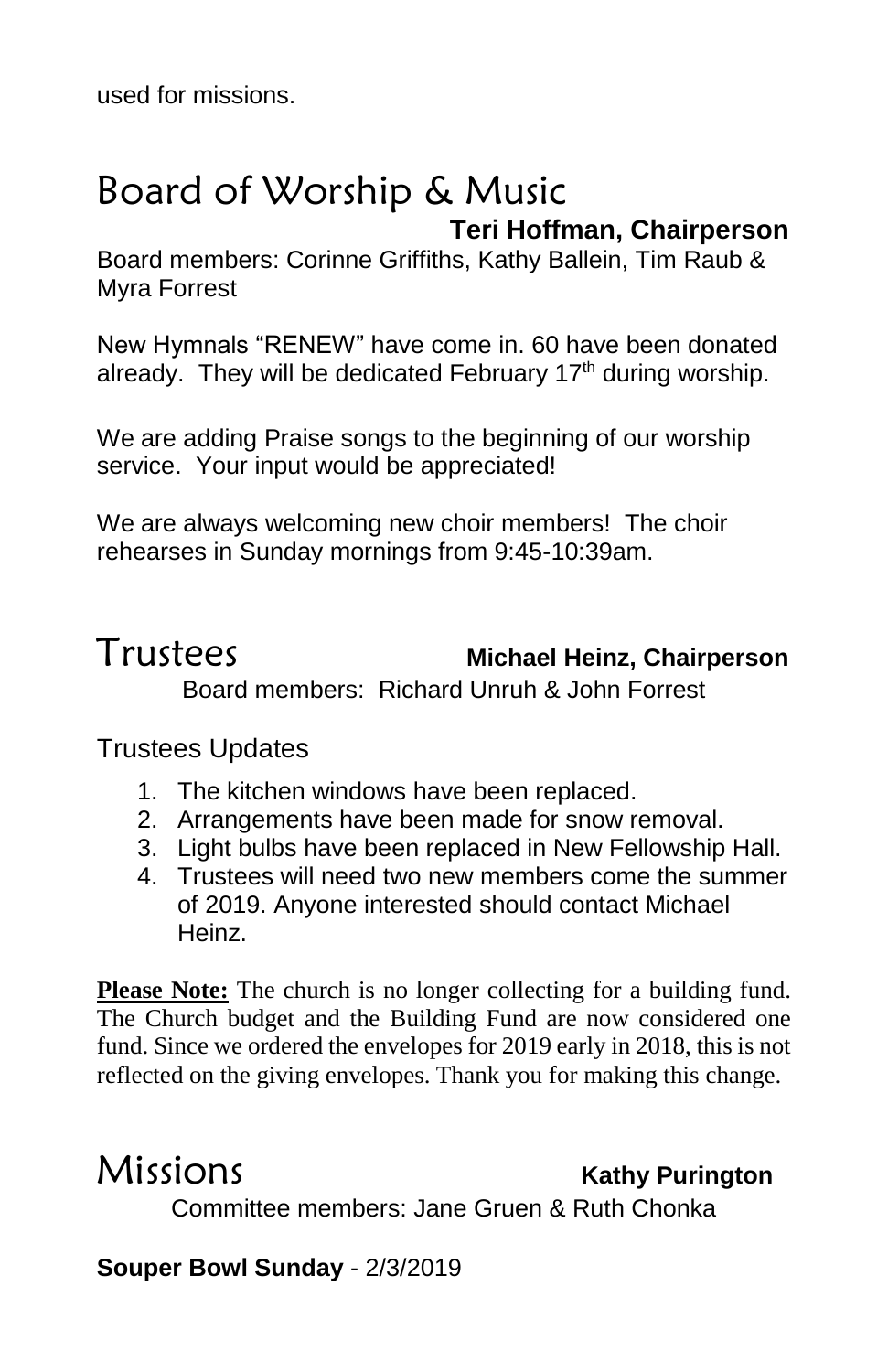used for missions.

# Board of Worship & Music

**Teri Hoffman, Chairperson**

Board members: Corinne Griffiths, Kathy Ballein, Tim Raub & Myra Forrest

New Hymnals "RENEW" have come in. 60 have been donated already. They will be dedicated February 17th during worship.

We are adding Praise songs to the beginning of our worship service. Your input would be appreciated!

We are always welcoming new choir members! The choir rehearses in Sunday mornings from 9:45-10:39am.

# Trustees

**Michael Heinz, Chairperson**

Board members: Richard Unruh & John Forrest

Trustees Updates

1. The kitchen windows have been replaced.
2. Arrangements have been made for snow removal.
3. Light bulbs have been replaced in New Fellowship Hall.
4. Trustees will need two new members come the summer of 2019. Anyone interested should contact Michael Heinz.

**Please Note:** The church is no longer collecting for a building fund. The Church budget and the Building Fund are now considered one fund. Since we ordered the envelopes for 2019 early in 2018, this is not reflected on the giving envelopes. Thank you for making this change.

# Missions

**Kathy Purington**

Committee members: Jane Gruen & Ruth Chonka

**Souper Bowl Sunday** - 2/3/2019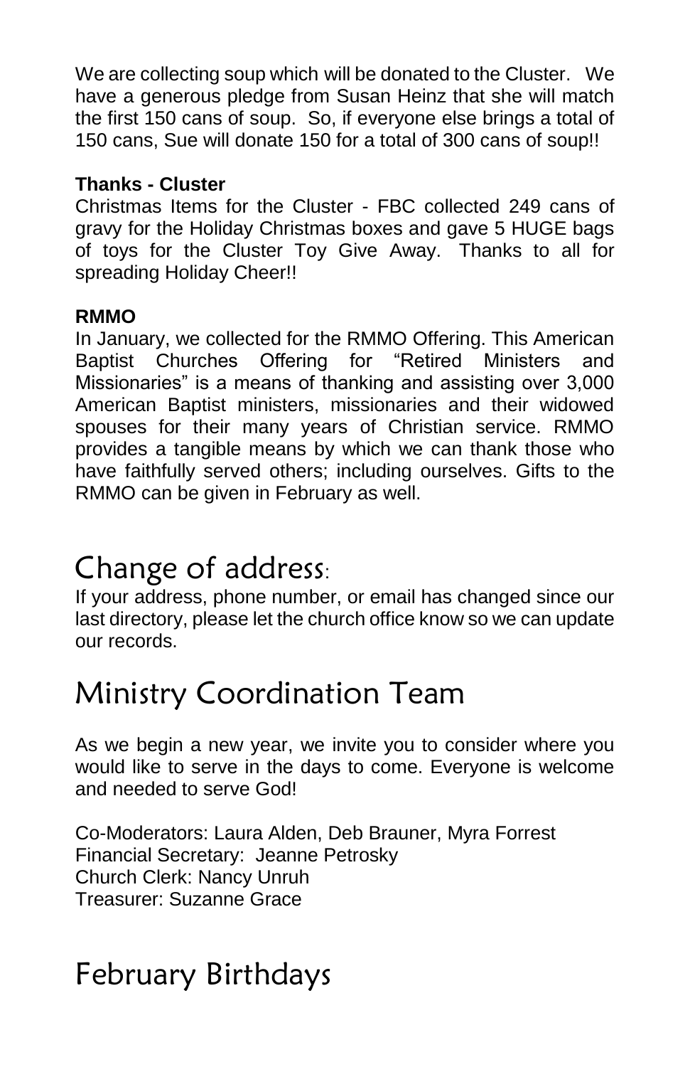We are collecting soup which will be donated to the Cluster. We have a generous pledge from Susan Heinz that she will match the first 150 cans of soup. So, if everyone else brings a total of 150 cans, Sue will donate 150 for a total of 300 cans of soup!!

**Thanks - Cluster**

Christmas Items for the Cluster - FBC collected 249 cans of gravy for the Holiday Christmas boxes and gave 5 HUGE bags of toys for the Cluster Toy Give Away. Thanks to all for spreading Holiday Cheer!!

**RMMO**

In January, we collected for the RMMO Offering. This American Baptist Churches Offering for "Retired Ministers and Missionaries" is a means of thanking and assisting over 3,000 American Baptist ministers, missionaries and their widowed spouses for their many years of Christian service. RMMO provides a tangible means by which we can thank those who have faithfully served others; including ourselves. Gifts to the RMMO can be given in February as well.

## Change of address:

If your address, phone number, or email has changed since our last directory, please let the church office know so we can update our records.

## Ministry Coordination Team

As we begin a new year, we invite you to consider where you would like to serve in the days to come. Everyone is welcome and needed to serve God!

Co-Moderators: Laura Alden, Deb Brauner, Myra Forrest
Financial Secretary: Jeanne Petrosky
Church Clerk: Nancy Unruh
Treasurer: Suzanne Grace

## February Birthdays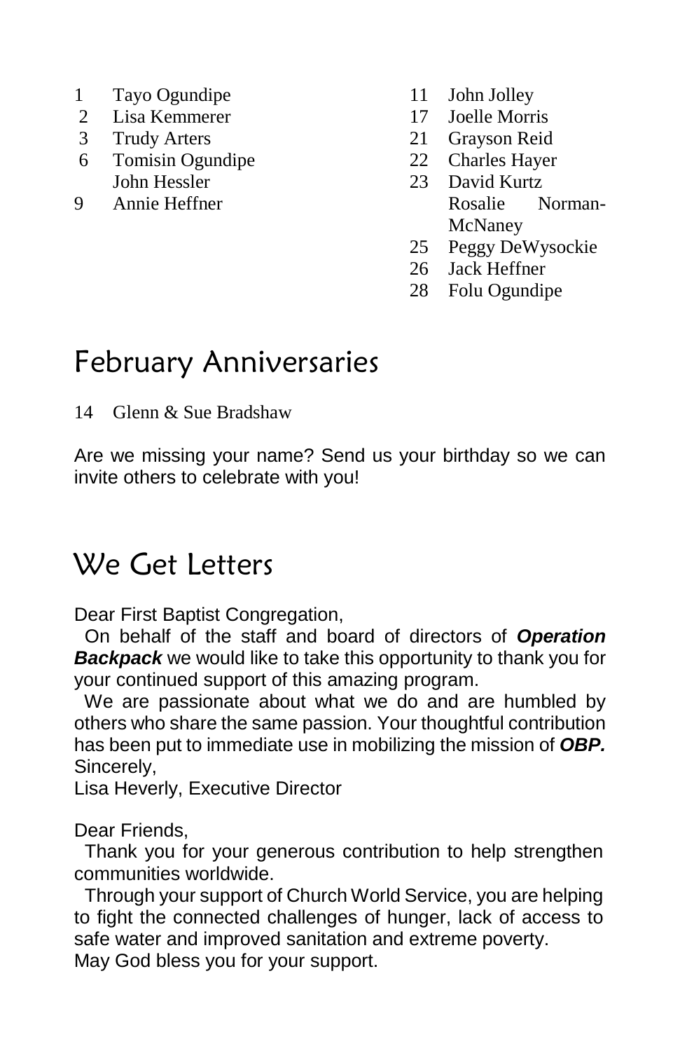1 Tayo Ogundipe
2 Lisa Kemmerer
3 Trudy Arters
6 Tomisin Ogundipe
John Hessler
9 Annie Heffner
11 John Jolley
17 Joelle Morris
21 Grayson Reid
22 Charles Hayer
23 David Kurtz
Rosalie Norman-McNaney
25 Peggy DeWysockie
26 Jack Heffner
28 Folu Ogundipe

## February Anniversaries

14 Glenn & Sue Bradshaw

Are we missing your name? Send us your birthday so we can invite others to celebrate with you!

## We Get Letters

Dear First Baptist Congregation,

On behalf of the staff and board of directors of ***Operation Backpack*** we would like to take this opportunity to thank you for your continued support of this amazing program.

We are passionate about what we do and are humbled by others who share the same passion. Your thoughtful contribution has been put to immediate use in mobilizing the mission of ***OBP.***

Sincerely,

Lisa Heverly, Executive Director

Dear Friends,

Thank you for your generous contribution to help strengthen communities worldwide.

Through your support of Church World Service, you are helping to fight the connected challenges of hunger, lack of access to safe water and improved sanitation and extreme poverty.

May God bless you for your support.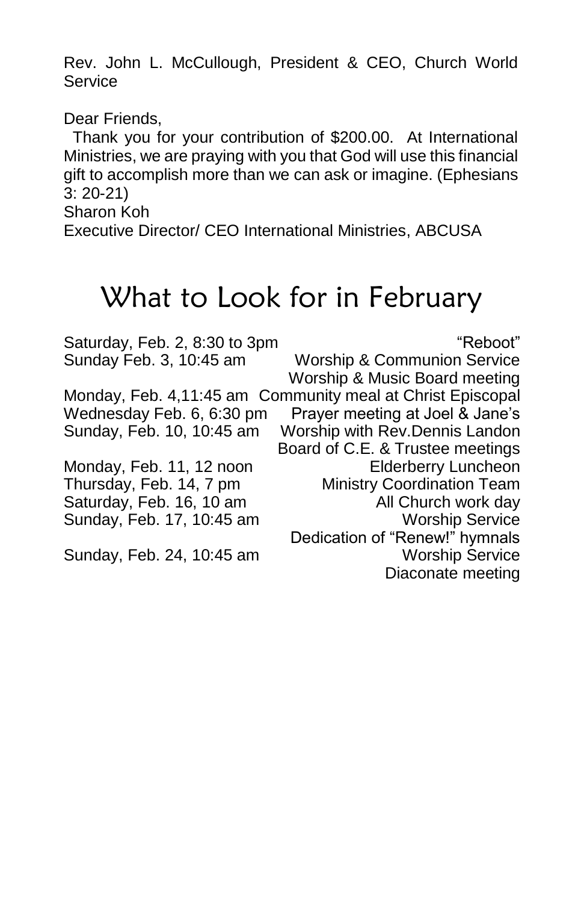Rev. John L. McCullough, President & CEO, Church World Service

Dear Friends,

Thank you for your contribution of $200.00. At International Ministries, we are praying with you that God will use this financial gift to accomplish more than we can ask or imagine. (Ephesians 3: 20-21)
Sharon Koh
Executive Director/ CEO International Ministries, ABCUSA

# What to Look for in February

| | |
|---|---|
| Saturday, Feb. 2, 8:30 to 3pm | "Reboot" |
| Sunday Feb. 3, 10:45 am | Worship & Communion Service<br>Worship & Music Board meeting |
| Monday, Feb. 4,11:45 am | Community meal at Christ Episcopal |
| Wednesday Feb. 6, 6:30 pm | Prayer meeting at Joel & Jane's |
| Sunday, Feb. 10, 10:45 am | Worship with Rev.Dennis Landon<br>Board of C.E. & Trustee meetings |
| Monday, Feb. 11, 12 noon | Elderberry Luncheon |
| Thursday, Feb. 14, 7 pm | Ministry Coordination Team |
| Saturday, Feb. 16, 10 am | All Church work day |
| Sunday, Feb. 17, 10:45 am | Worship Service<br>Dedication of "Renew!" hymnals |
| Sunday, Feb. 24, 10:45 am | Worship Service<br>Diaconate meeting |